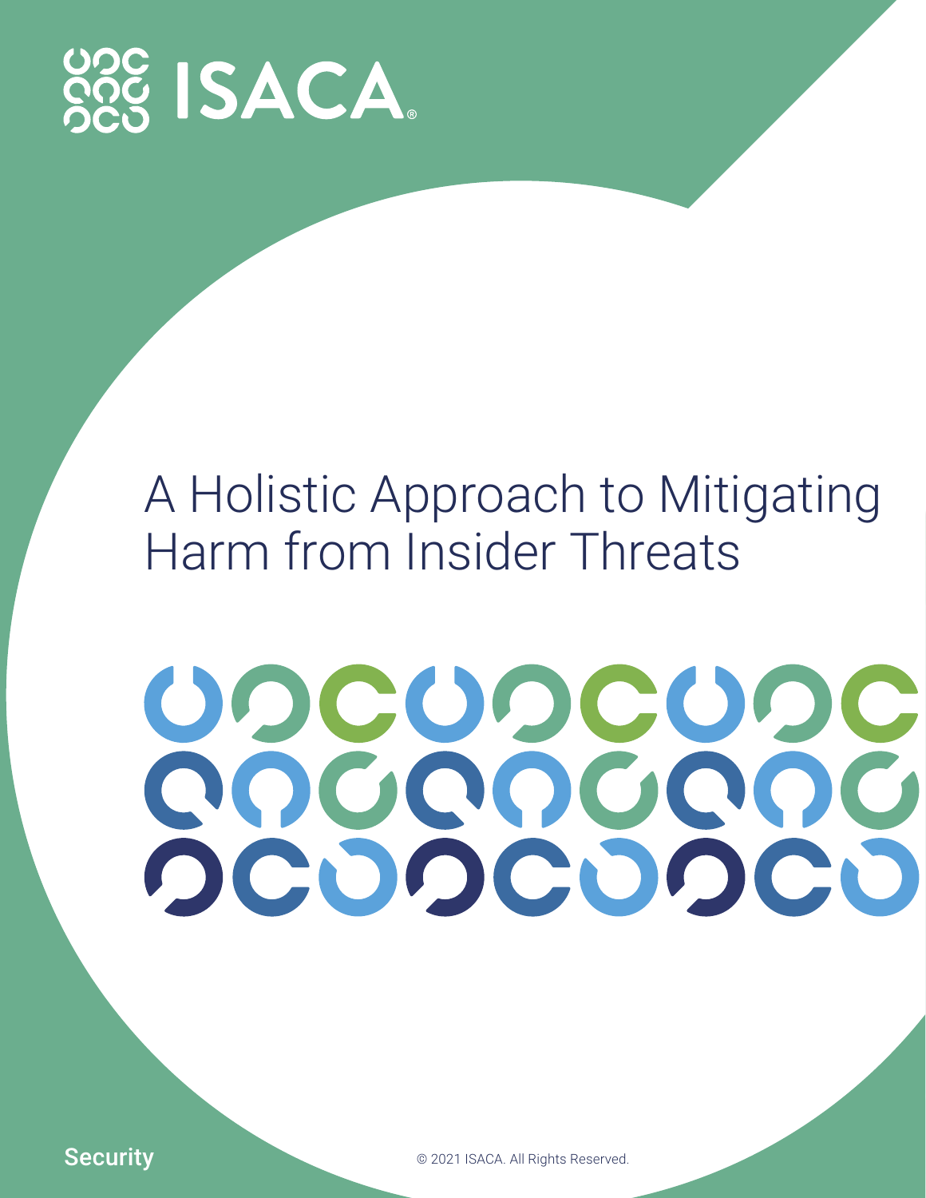ISACA

# A Holistic Approach to Mitigating Harm from Insider Threats

Security

© 2021 ISACA. All Rights Reserved.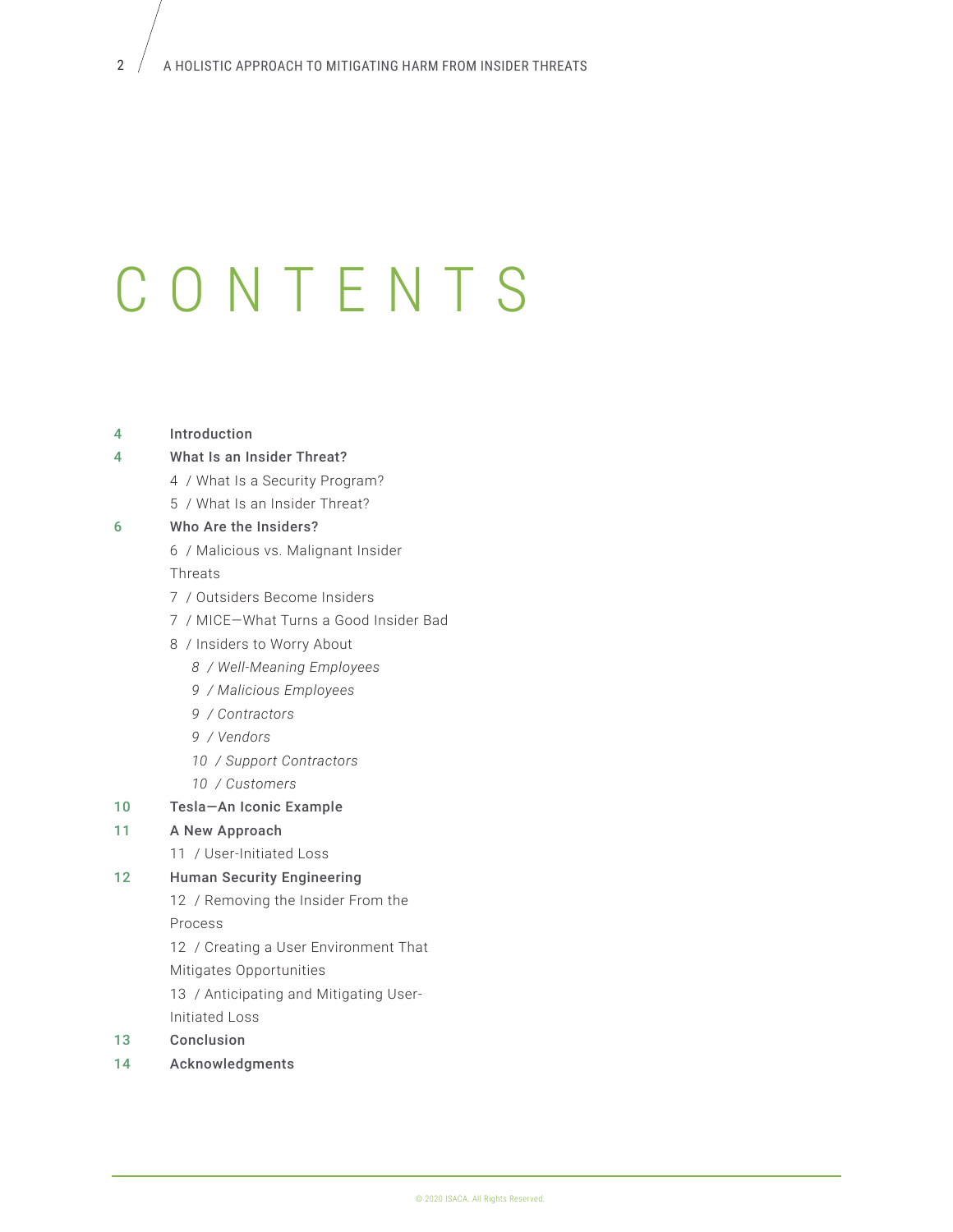# CONTENTS

4 **Introduction**

4 **What Is an Insider Threat?**

- 4 / What Is a Security Program?
- 5 / What Is an Insider Threat?

6 **Who Are the Insiders?**

- 6 / Malicious vs. Malignant Insider Threats
- 7 / Outsiders Become Insiders
- 7 / MICE—What Turns a Good Insider Bad
- 8 / Insiders to Worry About
  - *8 / Well-Meaning Employees*
  - *9 / Malicious Employees*
  - *9 / Contractors*
  - *9 / Vendors*
  - *10 / Support Contractors*
  - *10 / Customers*

10 **Tesla—An Iconic Example**

11 **A New Approach**

- 11 / User-Initiated Loss

12 **Human Security Engineering**

- 12 / Removing the Insider From the Process
- 12 / Creating a User Environment That Mitigates Opportunities
- 13 / Anticipating and Mitigating User-Initiated Loss

13 **Conclusion**

14 **Acknowledgments**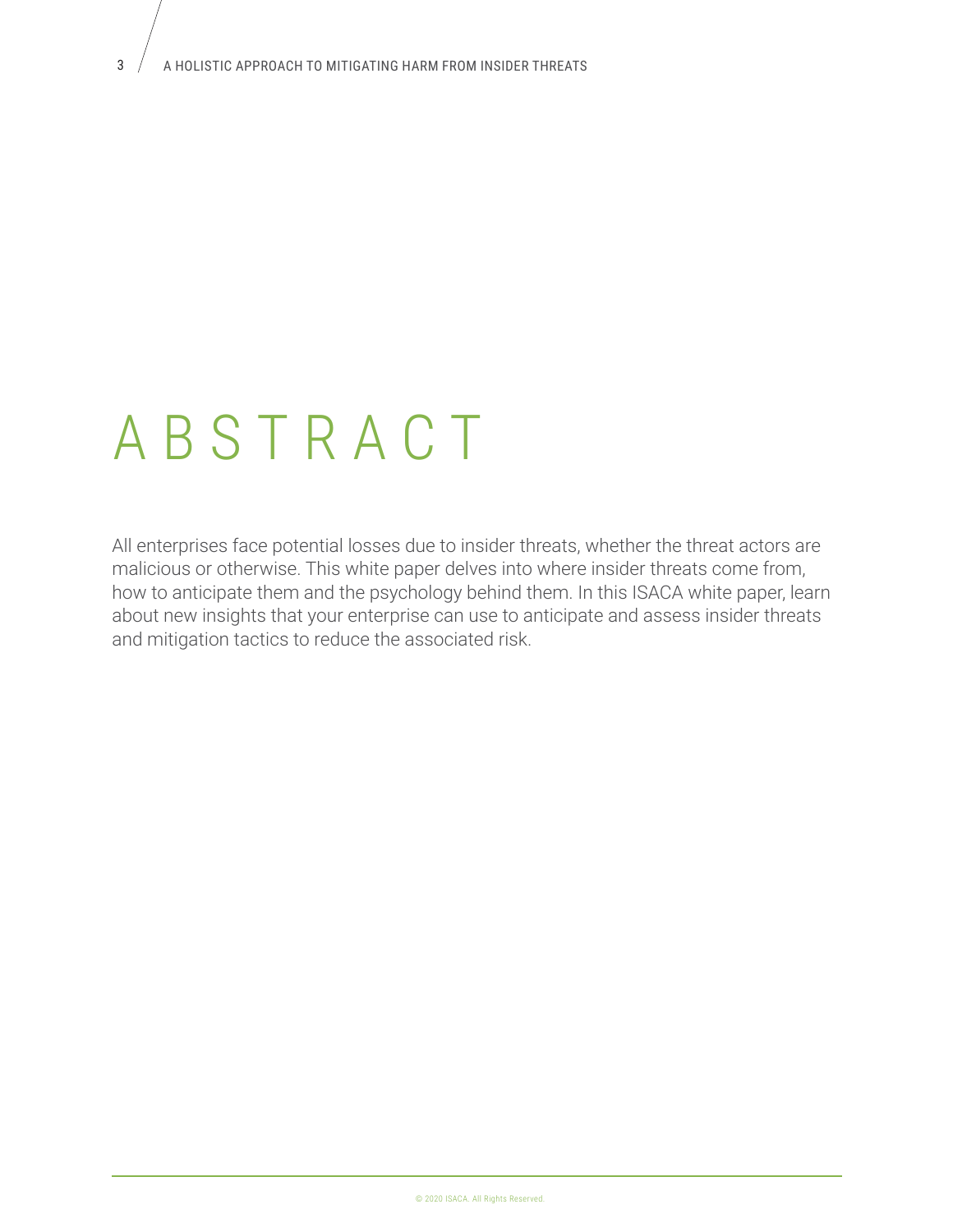# ABSTRACT

All enterprises face potential losses due to insider threats, whether the threat actors are malicious or otherwise. This white paper delves into where insider threats come from, how to anticipate them and the psychology behind them. In this ISACA white paper, learn about new insights that your enterprise can use to anticipate and assess insider threats and mitigation tactics to reduce the associated risk.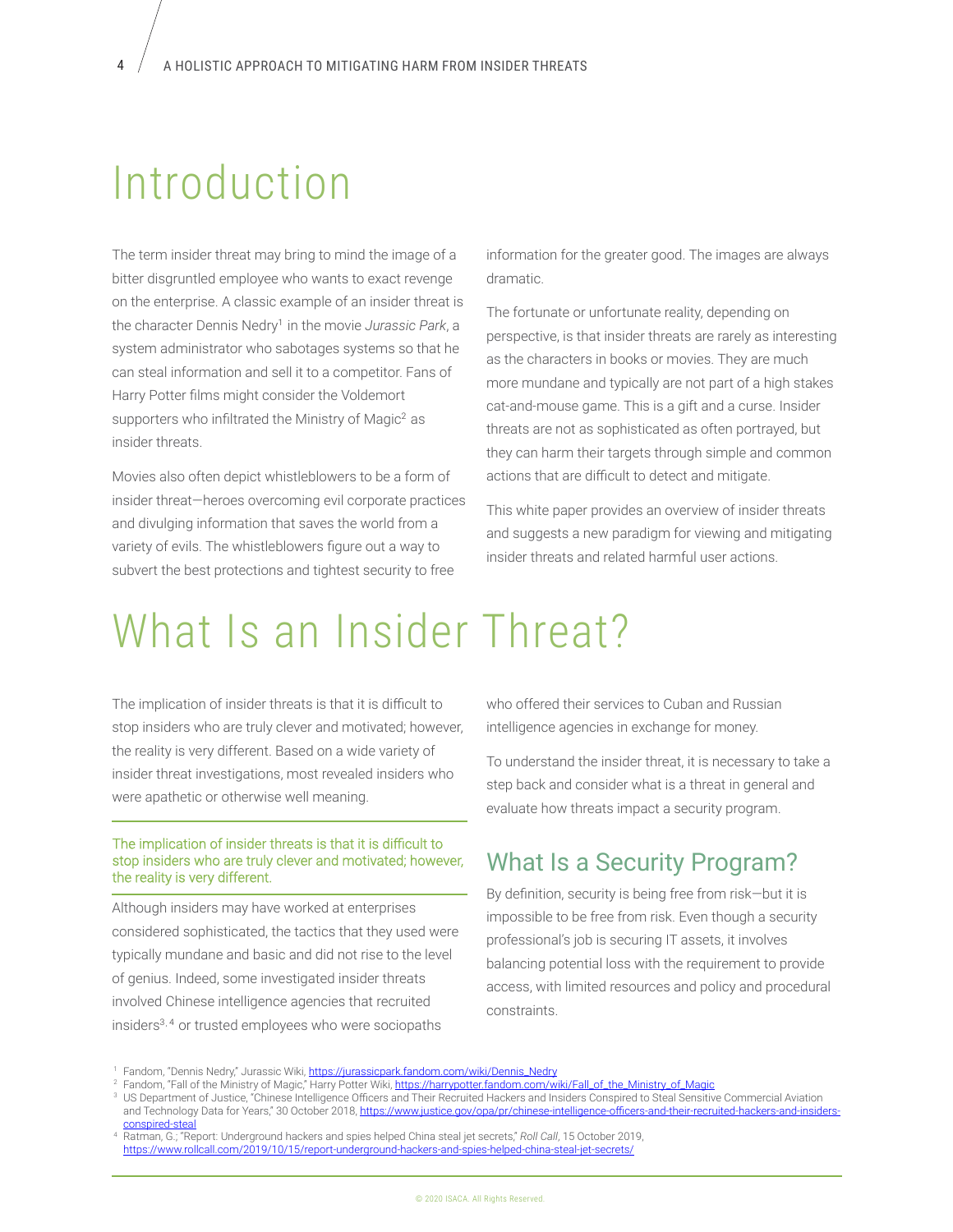# Introduction

The term insider threat may bring to mind the image of a bitter disgruntled employee who wants to exact revenge on the enterprise. A classic example of an insider threat is the character Dennis Nedry[1] in the movie *Jurassic Park*, a system administrator who sabotages systems so that he can steal information and sell it to a competitor. Fans of Harry Potter films might consider the Voldemort supporters who infiltrated the Ministry of Magic[2] as insider threats.

Movies also often depict whistleblowers to be a form of insider threat—heroes overcoming evil corporate practices and divulging information that saves the world from a variety of evils. The whistleblowers figure out a way to subvert the best protections and tightest security to free information for the greater good. The images are always dramatic.

The fortunate or unfortunate reality, depending on perspective, is that insider threats are rarely as interesting as the characters in books or movies. They are much more mundane and typically are not part of a high stakes cat-and-mouse game. This is a gift and a curse. Insider threats are not as sophisticated as often portrayed, but they can harm their targets through simple and common actions that are difficult to detect and mitigate.

This white paper provides an overview of insider threats and suggests a new paradigm for viewing and mitigating insider threats and related harmful user actions.

# What Is an Insider Threat?

The implication of insider threats is that it is difficult to stop insiders who are truly clever and motivated; however, the reality is very different. Based on a wide variety of insider threat investigations, most revealed insiders who were apathetic or otherwise well meaning.

> The implication of insider threats is that it is difficult to stop insiders who are truly clever and motivated; however, the reality is very different.

Although insiders may have worked at enterprises considered sophisticated, the tactics that they used were typically mundane and basic and did not rise to the level of genius. Indeed, some investigated insider threats involved Chinese intelligence agencies that recruited insiders[3, 4] or trusted employees who were sociopaths who offered their services to Cuban and Russian intelligence agencies in exchange for money.

To understand the insider threat, it is necessary to take a step back and consider what is a threat in general and evaluate how threats impact a security program.

## What Is a Security Program?

By definition, security is being free from risk—but it is impossible to be free from risk. Even though a security professional's job is securing IT assets, it involves balancing potential loss with the requirement to provide access, with limited resources and policy and procedural constraints.

---

[1] Fandom, "Dennis Nedry," Jurassic Wiki, https://jurassicpark.fandom.com/wiki/Dennis_Nedry

[2] Fandom, "Fall of the Ministry of Magic," Harry Potter Wiki, https://harrypotter.fandom.com/wiki/Fall_of_the_Ministry_of_Magic

[3] US Department of Justice, "Chinese Intelligence Officers and Their Recruited Hackers and Insiders Conspired to Steal Sensitive Commercial Aviation and Technology Data for Years," 30 October 2018, https://www.justice.gov/opa/pr/chinese-intelligence-officers-and-their-recruited-hackers-and-insiders-conspired-steal

[4] Ratman, G.; "Report: Underground hackers and spies helped China steal jet secrets," *Roll Call*, 15 October 2019, https://www.rollcall.com/2019/10/15/report-underground-hackers-and-spies-helped-china-steal-jet-secrets/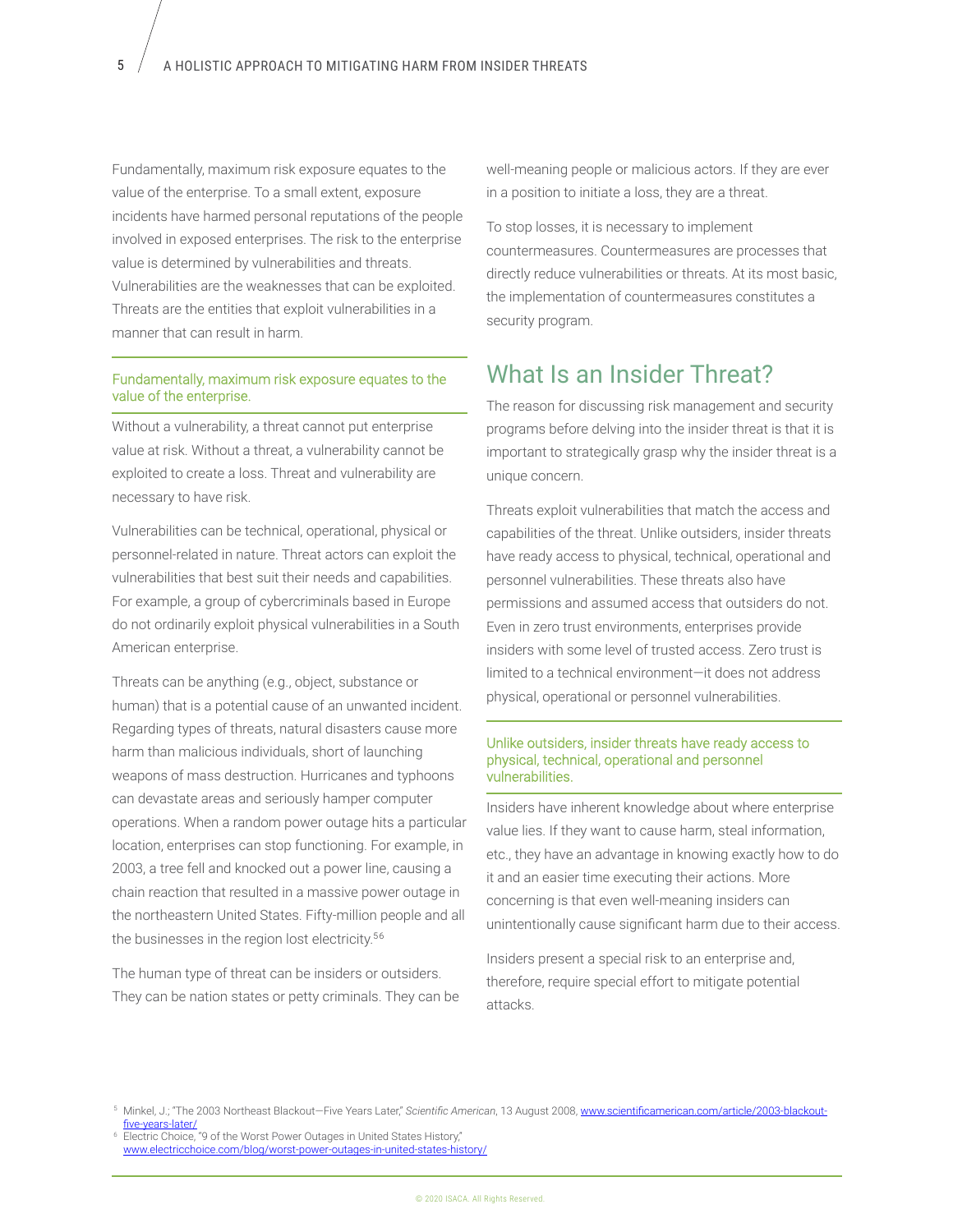Fundamentally, maximum risk exposure equates to the value of the enterprise. To a small extent, exposure incidents have harmed personal reputations of the people involved in exposed enterprises. The risk to the enterprise value is determined by vulnerabilities and threats. Vulnerabilities are the weaknesses that can be exploited. Threats are the entities that exploit vulnerabilities in a manner that can result in harm.

> Fundamentally, maximum risk exposure equates to the value of the enterprise.

Without a vulnerability, a threat cannot put enterprise value at risk. Without a threat, a vulnerability cannot be exploited to create a loss. Threat and vulnerability are necessary to have risk.

Vulnerabilities can be technical, operational, physical or personnel-related in nature. Threat actors can exploit the vulnerabilities that best suit their needs and capabilities. For example, a group of cybercriminals based in Europe do not ordinarily exploit physical vulnerabilities in a South American enterprise.

Threats can be anything (e.g., object, substance or human) that is a potential cause of an unwanted incident. Regarding types of threats, natural disasters cause more harm than malicious individuals, short of launching weapons of mass destruction. Hurricanes and typhoons can devastate areas and seriously hamper computer operations. When a random power outage hits a particular location, enterprises can stop functioning. For example, in 2003, a tree fell and knocked out a power line, causing a chain reaction that resulted in a massive power outage in the northeastern United States. Fifty-million people and all the businesses in the region lost electricity.[5,6]

The human type of threat can be insiders or outsiders. They can be nation states or petty criminals. They can be well-meaning people or malicious actors. If they are ever in a position to initiate a loss, they are a threat.

To stop losses, it is necessary to implement countermeasures. Countermeasures are processes that directly reduce vulnerabilities or threats. At its most basic, the implementation of countermeasures constitutes a security program.

## What Is an Insider Threat?

The reason for discussing risk management and security programs before delving into the insider threat is that it is important to strategically grasp why the insider threat is a unique concern.

Threats exploit vulnerabilities that match the access and capabilities of the threat. Unlike outsiders, insider threats have ready access to physical, technical, operational and personnel vulnerabilities. These threats also have permissions and assumed access that outsiders do not. Even in zero trust environments, enterprises provide insiders with some level of trusted access. Zero trust is limited to a technical environment—it does not address physical, operational or personnel vulnerabilities.

> Unlike outsiders, insider threats have ready access to physical, technical, operational and personnel vulnerabilities.

Insiders have inherent knowledge about where enterprise value lies. If they want to cause harm, steal information, etc., they have an advantage in knowing exactly how to do it and an easier time executing their actions. More concerning is that even well-meaning insiders can unintentionally cause significant harm due to their access.

Insiders present a special risk to an enterprise and, therefore, require special effort to mitigate potential attacks.

---

[5] Minkel, J.; "The 2003 Northeast Blackout—Five Years Later," *Scientific American*, 13 August 2008, www.scientificamerican.com/article/2003-blackout-five-years-later/

[6] Electric Choice, "9 of the Worst Power Outages in United States History," www.electricchoice.com/blog/worst-power-outages-in-united-states-history/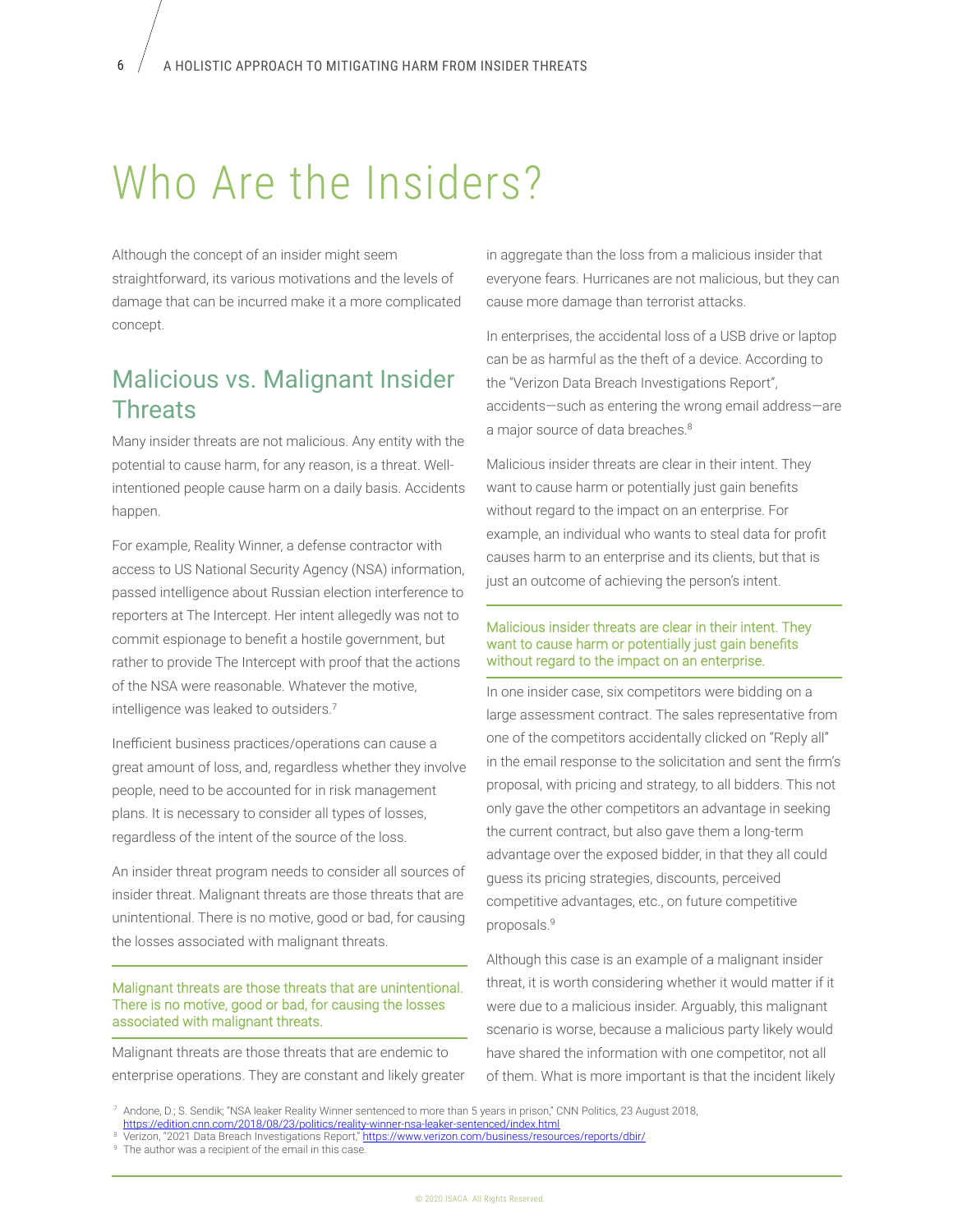# Who Are the Insiders?

Although the concept of an insider might seem straightforward, its various motivations and the levels of damage that can be incurred make it a more complicated concept.

## Malicious vs. Malignant Insider Threats

Many insider threats are not malicious. Any entity with the potential to cause harm, for any reason, is a threat. Well-intentioned people cause harm on a daily basis. Accidents happen.

For example, Reality Winner, a defense contractor with access to US National Security Agency (NSA) information, passed intelligence about Russian election interference to reporters at The Intercept. Her intent allegedly was not to commit espionage to benefit a hostile government, but rather to provide The Intercept with proof that the actions of the NSA were reasonable. Whatever the motive, intelligence was leaked to outsiders.[7]

Inefficient business practices/operations can cause a great amount of loss, and, regardless whether they involve people, need to be accounted for in risk management plans. It is necessary to consider all types of losses, regardless of the intent of the source of the loss.

An insider threat program needs to consider all sources of insider threat. Malignant threats are those threats that are unintentional. There is no motive, good or bad, for causing the losses associated with malignant threats.

> Malignant threats are those threats that are unintentional. There is no motive, good or bad, for causing the losses associated with malignant threats.

Malignant threats are those threats that are endemic to enterprise operations. They are constant and likely greater in aggregate than the loss from a malicious insider that everyone fears. Hurricanes are not malicious, but they can cause more damage than terrorist attacks.

In enterprises, the accidental loss of a USB drive or laptop can be as harmful as the theft of a device. According to the "Verizon Data Breach Investigations Report", accidents—such as entering the wrong email address—are a major source of data breaches.[8]

Malicious insider threats are clear in their intent. They want to cause harm or potentially just gain benefits without regard to the impact on an enterprise. For example, an individual who wants to steal data for profit causes harm to an enterprise and its clients, but that is just an outcome of achieving the person's intent.

> Malicious insider threats are clear in their intent. They want to cause harm or potentially just gain benefits without regard to the impact on an enterprise.

In one insider case, six competitors were bidding on a large assessment contract. The sales representative from one of the competitors accidentally clicked on "Reply all" in the email response to the solicitation and sent the firm's proposal, with pricing and strategy, to all bidders. This not only gave the other competitors an advantage in seeking the current contract, but also gave them a long-term advantage over the exposed bidder, in that they all could guess its pricing strategies, discounts, perceived competitive advantages, etc., on future competitive proposals.[9]

Although this case is an example of a malignant insider threat, it is worth considering whether it would matter if it were due to a malicious insider. Arguably, this malignant scenario is worse, because a malicious party likely would have shared the information with one competitor, not all of them. What is more important is that the incident likely

---

[7] Andone, D.; S. Sendik; "NSA leaker Reality Winner sentenced to more than 5 years in prison," CNN Politics, 23 August 2018, https://edition.cnn.com/2018/08/23/politics/reality-winner-nsa-leaker-sentenced/index.html

[8] Verizon, "2021 Data Breach Investigations Report," https://www.verizon.com/business/resources/reports/dbir/

[9] The author was a recipient of the email in this case.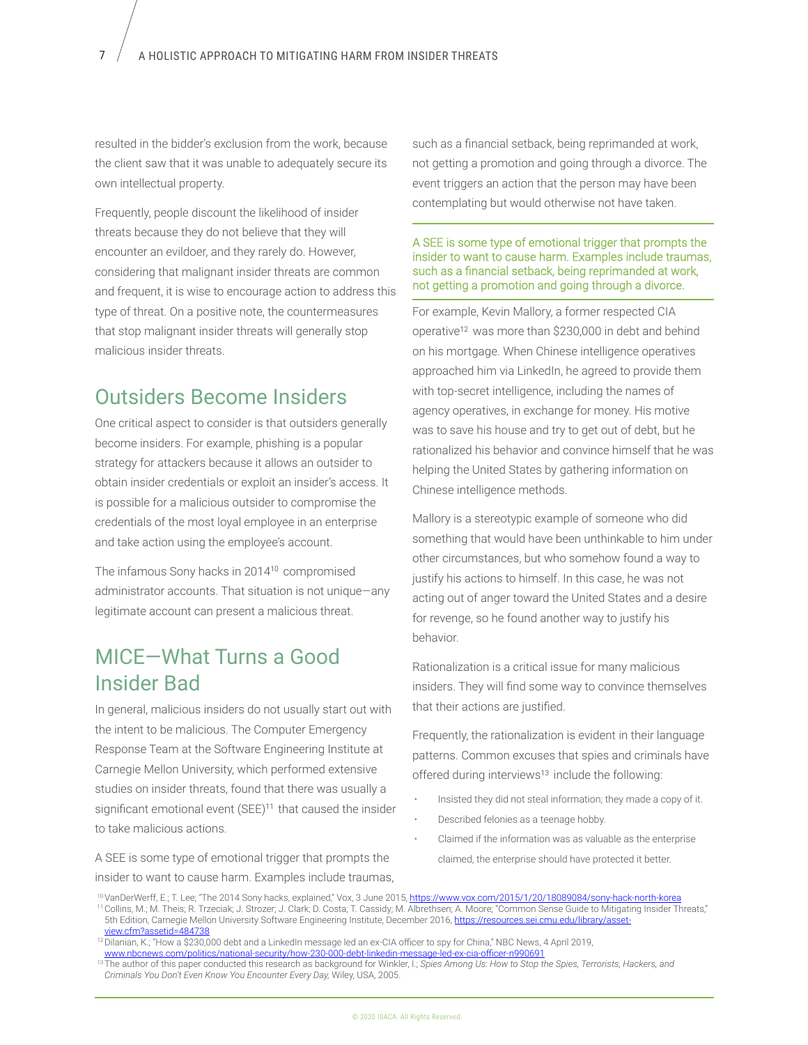resulted in the bidder's exclusion from the work, because the client saw that it was unable to adequately secure its own intellectual property.

Frequently, people discount the likelihood of insider threats because they do not believe that they will encounter an evildoer, and they rarely do. However, considering that malignant insider threats are common and frequent, it is wise to encourage action to address this type of threat. On a positive note, the countermeasures that stop malignant insider threats will generally stop malicious insider threats.

## Outsiders Become Insiders

One critical aspect to consider is that outsiders generally become insiders. For example, phishing is a popular strategy for attackers because it allows an outsider to obtain insider credentials or exploit an insider's access. It is possible for a malicious outsider to compromise the credentials of the most loyal employee in an enterprise and take action using the employee's account.

The infamous Sony hacks in 2014[10] compromised administrator accounts. That situation is not unique—any legitimate account can present a malicious threat.

## MICE—What Turns a Good Insider Bad

In general, malicious insiders do not usually start out with the intent to be malicious. The Computer Emergency Response Team at the Software Engineering Institute at Carnegie Mellon University, which performed extensive studies on insider threats, found that there was usually a significant emotional event (SEE)[11] that caused the insider to take malicious actions.

A SEE is some type of emotional trigger that prompts the insider to want to cause harm. Examples include traumas, such as a financial setback, being reprimanded at work, not getting a promotion and going through a divorce. The event triggers an action that the person may have been contemplating but would otherwise not have taken.

> A SEE is some type of emotional trigger that prompts the insider to want to cause harm. Examples include traumas, such as a financial setback, being reprimanded at work, not getting a promotion and going through a divorce.

For example, Kevin Mallory, a former respected CIA operative[12] was more than $230,000 in debt and behind on his mortgage. When Chinese intelligence operatives approached him via LinkedIn, he agreed to provide them with top-secret intelligence, including the names of agency operatives, in exchange for money. His motive was to save his house and try to get out of debt, but he rationalized his behavior and convince himself that he was helping the United States by gathering information on Chinese intelligence methods.

Mallory is a stereotypic example of someone who did something that would have been unthinkable to him under other circumstances, but who somehow found a way to justify his actions to himself. In this case, he was not acting out of anger toward the United States and a desire for revenge, so he found another way to justify his behavior.

Rationalization is a critical issue for many malicious insiders. They will find some way to convince themselves that their actions are justified.

Frequently, the rationalization is evident in their language patterns. Common excuses that spies and criminals have offered during interviews[13] include the following:

- Insisted they did not steal information; they made a copy of it.
- Described felonies as a teenage hobby.
- Claimed if the information was as valuable as the enterprise claimed, the enterprise should have protected it better.

---

[10] VanDerWerff, E.; T. Lee; "The 2014 Sony hacks, explained," Vox, 3 June 2015, https://www.vox.com/2015/1/20/18089084/sony-hack-north-korea

[11] Collins, M.; M. Theis; R. Trzeciak; J. Strozer; J. Clark; D. Costa; T. Cassidy; M. Albrethsen; A. Moore; "Common Sense Guide to Mitigating Insider Threats," 5th Edition, Carnegie Mellon University Software Engineering Institute, December 2016, https://resources.sei.cmu.edu/library/asset-view.cfm?assetid=484738

[12] Dilanian, K.; "How a $230,000 debt and a LinkedIn message led an ex-CIA officer to spy for China," NBC News, 4 April 2019, www.nbcnews.com/politics/national-security/how-230-000-debt-linkedin-message-led-ex-cia-officer-n990691

[13] The author of this paper conducted this research as background for Winkler, I.; *Spies Among Us: How to Stop the Spies, Terrorists, Hackers, and Criminals You Don't Even Know You Encounter Every Day,* Wiley, USA, 2005.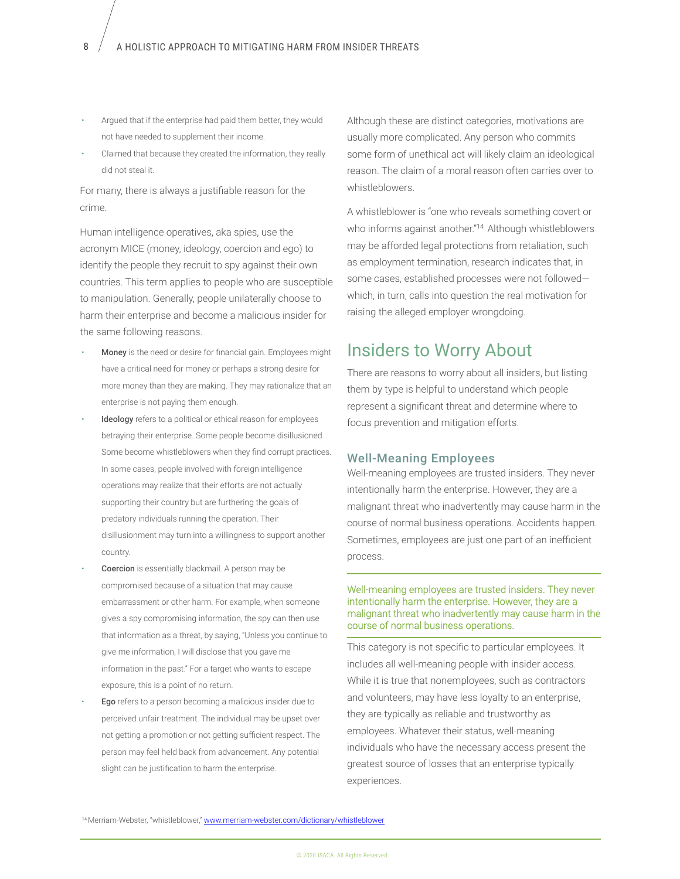- Argued that if the enterprise had paid them better, they would not have needed to supplement their income.
- Claimed that because they created the information, they really did not steal it.

For many, there is always a justifiable reason for the crime.

Human intelligence operatives, aka spies, use the acronym MICE (money, ideology, coercion and ego) to identify the people they recruit to spy against their own countries. This term applies to people who are susceptible to manipulation. Generally, people unilaterally choose to harm their enterprise and become a malicious insider for the same following reasons.

- **Money** is the need or desire for financial gain. Employees might have a critical need for money or perhaps a strong desire for more money than they are making. They may rationalize that an enterprise is not paying them enough.
- **Ideology** refers to a political or ethical reason for employees betraying their enterprise. Some people become disillusioned. Some become whistleblowers when they find corrupt practices. In some cases, people involved with foreign intelligence operations may realize that their efforts are not actually supporting their country but are furthering the goals of predatory individuals running the operation. Their disillusionment may turn into a willingness to support another country.
- **Coercion** is essentially blackmail. A person may be compromised because of a situation that may cause embarrassment or other harm. For example, when someone gives a spy compromising information, the spy can then use that information as a threat, by saying, "Unless you continue to give me information, I will disclose that you gave me information in the past." For a target who wants to escape exposure, this is a point of no return.
- **Ego** refers to a person becoming a malicious insider due to perceived unfair treatment. The individual may be upset over not getting a promotion or not getting sufficient respect. The person may feel held back from advancement. Any potential slight can be justification to harm the enterprise.

Although these are distinct categories, motivations are usually more complicated. Any person who commits some form of unethical act will likely claim an ideological reason. The claim of a moral reason often carries over to whistleblowers.

A whistleblower is "one who reveals something covert or who informs against another."[14] Although whistleblowers may be afforded legal protections from retaliation, such as employment termination, research indicates that, in some cases, established processes were not followed—which, in turn, calls into question the real motivation for raising the alleged employer wrongdoing.

## Insiders to Worry About

There are reasons to worry about all insiders, but listing them by type is helpful to understand which people represent a significant threat and determine where to focus prevention and mitigation efforts.

### Well-Meaning Employees

Well-meaning employees are trusted insiders. They never intentionally harm the enterprise. However, they are a malignant threat who inadvertently may cause harm in the course of normal business operations. Accidents happen. Sometimes, employees are just one part of an inefficient process.

> Well-meaning employees are trusted insiders. They never intentionally harm the enterprise. However, they are a malignant threat who inadvertently may cause harm in the course of normal business operations.

This category is not specific to particular employees. It includes all well-meaning people with insider access. While it is true that nonemployees, such as contractors and volunteers, may have less loyalty to an enterprise, they are typically as reliable and trustworthy as employees. Whatever their status, well-meaning individuals who have the necessary access present the greatest source of losses that an enterprise typically experiences.

[14] Merriam-Webster, "whistleblower," www.merriam-webster.com/dictionary/whistleblower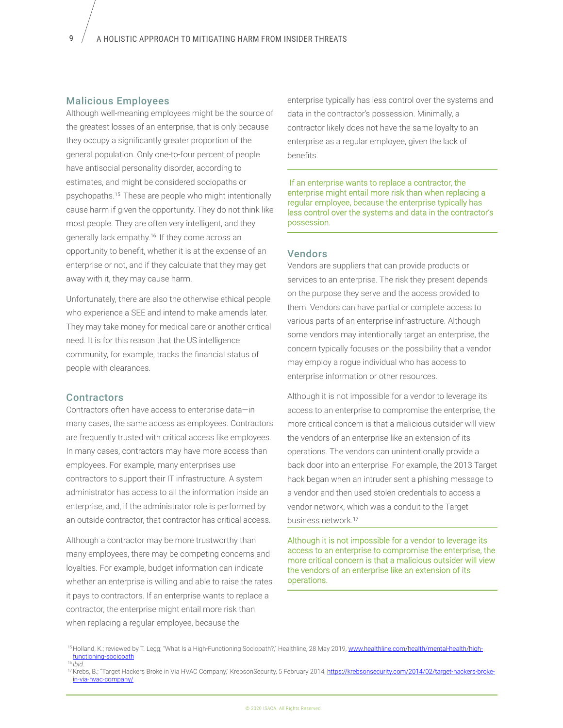## Malicious Employees

Although well-meaning employees might be the source of the greatest losses of an enterprise, that is only because they occupy a significantly greater proportion of the general population. Only one-to-four percent of people have antisocial personality disorder, according to estimates, and might be considered sociopaths or psychopaths.[15] These are people who might intentionally cause harm if given the opportunity. They do not think like most people. They are often very intelligent, and they generally lack empathy.[16] If they come across an opportunity to benefit, whether it is at the expense of an enterprise or not, and if they calculate that they may get away with it, they may cause harm.

Unfortunately, there are also the otherwise ethical people who experience a SEE and intend to make amends later. They may take money for medical care or another critical need. It is for this reason that the US intelligence community, for example, tracks the financial status of people with clearances.

## Contractors

Contractors often have access to enterprise data—in many cases, the same access as employees. Contractors are frequently trusted with critical access like employees. In many cases, contractors may have more access than employees. For example, many enterprises use contractors to support their IT infrastructure. A system administrator has access to all the information inside an enterprise, and, if the administrator role is performed by an outside contractor, that contractor has critical access.

Although a contractor may be more trustworthy than many employees, there may be competing concerns and loyalties. For example, budget information can indicate whether an enterprise is willing and able to raise the rates it pays to contractors. If an enterprise wants to replace a contractor, the enterprise might entail more risk than when replacing a regular employee, because the enterprise typically has less control over the systems and data in the contractor's possession. Minimally, a contractor likely does not have the same loyalty to an enterprise as a regular employee, given the lack of benefits.

> If an enterprise wants to replace a contractor, the enterprise might entail more risk than when replacing a regular employee, because the enterprise typically has less control over the systems and data in the contractor's possession.

## Vendors

Vendors are suppliers that can provide products or services to an enterprise. The risk they present depends on the purpose they serve and the access provided to them. Vendors can have partial or complete access to various parts of an enterprise infrastructure. Although some vendors may intentionally target an enterprise, the concern typically focuses on the possibility that a vendor may employ a rogue individual who has access to enterprise information or other resources.

Although it is not impossible for a vendor to leverage its access to an enterprise to compromise the enterprise, the more critical concern is that a malicious outsider will view the vendors of an enterprise like an extension of its operations. The vendors can unintentionally provide a back door into an enterprise. For example, the 2013 Target hack began when an intruder sent a phishing message to a vendor and then used stolen credentials to access a vendor network, which was a conduit to the Target business network.[17]

> Although it is not impossible for a vendor to leverage its access to an enterprise to compromise the enterprise, the more critical concern is that a malicious outsider will view the vendors of an enterprise like an extension of its operations.

---

[15] Holland, K.; reviewed by T. Legg; "What Is a High-Functioning Sociopath?," Healthline, 28 May 2019, www.healthline.com/health/mental-health/high-functioning-sociopath

[16] *Ibid.*

[17] Krebs, B.; "Target Hackers Broke in Via HVAC Company," KrebsonSecurity, 5 February 2014, https://krebsonsecurity.com/2014/02/target-hackers-broke-in-via-hvac-company/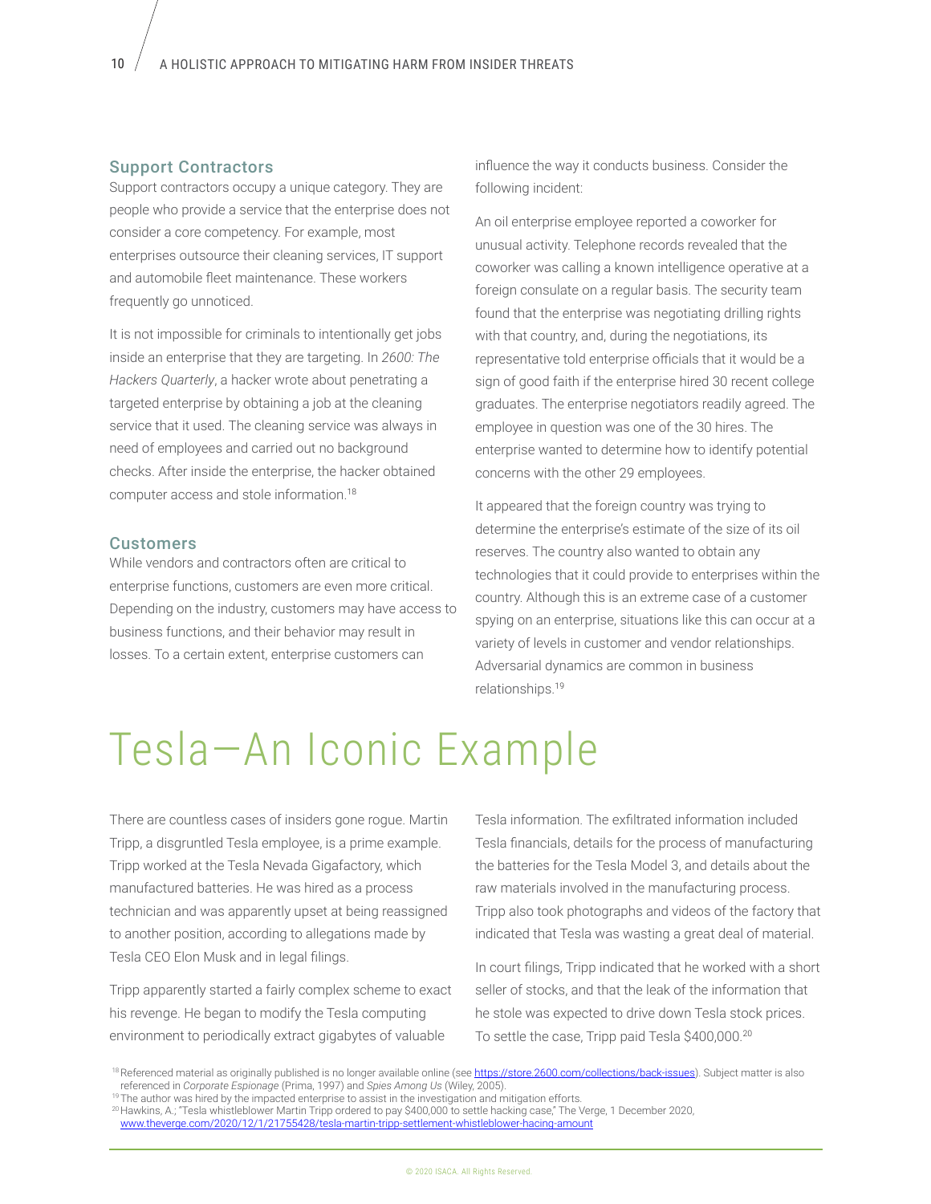### Support Contractors

Support contractors occupy a unique category. They are people who provide a service that the enterprise does not consider a core competency. For example, most enterprises outsource their cleaning services, IT support and automobile fleet maintenance. These workers frequently go unnoticed.

It is not impossible for criminals to intentionally get jobs inside an enterprise that they are targeting. In *2600: The Hackers Quarterly*, a hacker wrote about penetrating a targeted enterprise by obtaining a job at the cleaning service that it used. The cleaning service was always in need of employees and carried out no background checks. After inside the enterprise, the hacker obtained computer access and stole information.[18]

### Customers

While vendors and contractors often are critical to enterprise functions, customers are even more critical. Depending on the industry, customers may have access to business functions, and their behavior may result in losses. To a certain extent, enterprise customers can influence the way it conducts business. Consider the following incident:

An oil enterprise employee reported a coworker for unusual activity. Telephone records revealed that the coworker was calling a known intelligence operative at a foreign consulate on a regular basis. The security team found that the enterprise was negotiating drilling rights with that country, and, during the negotiations, its representative told enterprise officials that it would be a sign of good faith if the enterprise hired 30 recent college graduates. The enterprise negotiators readily agreed. The employee in question was one of the 30 hires. The enterprise wanted to determine how to identify potential concerns with the other 29 employees.

It appeared that the foreign country was trying to determine the enterprise's estimate of the size of its oil reserves. The country also wanted to obtain any technologies that it could provide to enterprises within the country. Although this is an extreme case of a customer spying on an enterprise, situations like this can occur at a variety of levels in customer and vendor relationships. Adversarial dynamics are common in business relationships.[19]

# Tesla—An Iconic Example

There are countless cases of insiders gone rogue. Martin Tripp, a disgruntled Tesla employee, is a prime example. Tripp worked at the Tesla Nevada Gigafactory, which manufactured batteries. He was hired as a process technician and was apparently upset at being reassigned to another position, according to allegations made by Tesla CEO Elon Musk and in legal filings.

Tripp apparently started a fairly complex scheme to exact his revenge. He began to modify the Tesla computing environment to periodically extract gigabytes of valuable Tesla information. The exfiltrated information included Tesla financials, details for the process of manufacturing the batteries for the Tesla Model 3, and details about the raw materials involved in the manufacturing process. Tripp also took photographs and videos of the factory that indicated that Tesla was wasting a great deal of material.

In court filings, Tripp indicated that he worked with a short seller of stocks, and that the leak of the information that he stole was expected to drive down Tesla stock prices. To settle the case, Tripp paid Tesla $400,000.[20]

---

[18] Referenced material as originally published is no longer available online (see https://store.2600.com/collections/back-issues). Subject matter is also referenced in *Corporate Espionage* (Prima, 1997) and *Spies Among Us* (Wiley, 2005).

[19] The author was hired by the impacted enterprise to assist in the investigation and mitigation efforts.

[20] Hawkins, A.; "Tesla whistleblower Martin Tripp ordered to pay $400,000 to settle hacking case," The Verge, 1 December 2020, www.theverge.com/2020/12/1/21755428/tesla-martin-tripp-settlement-whistleblower-hacing-amount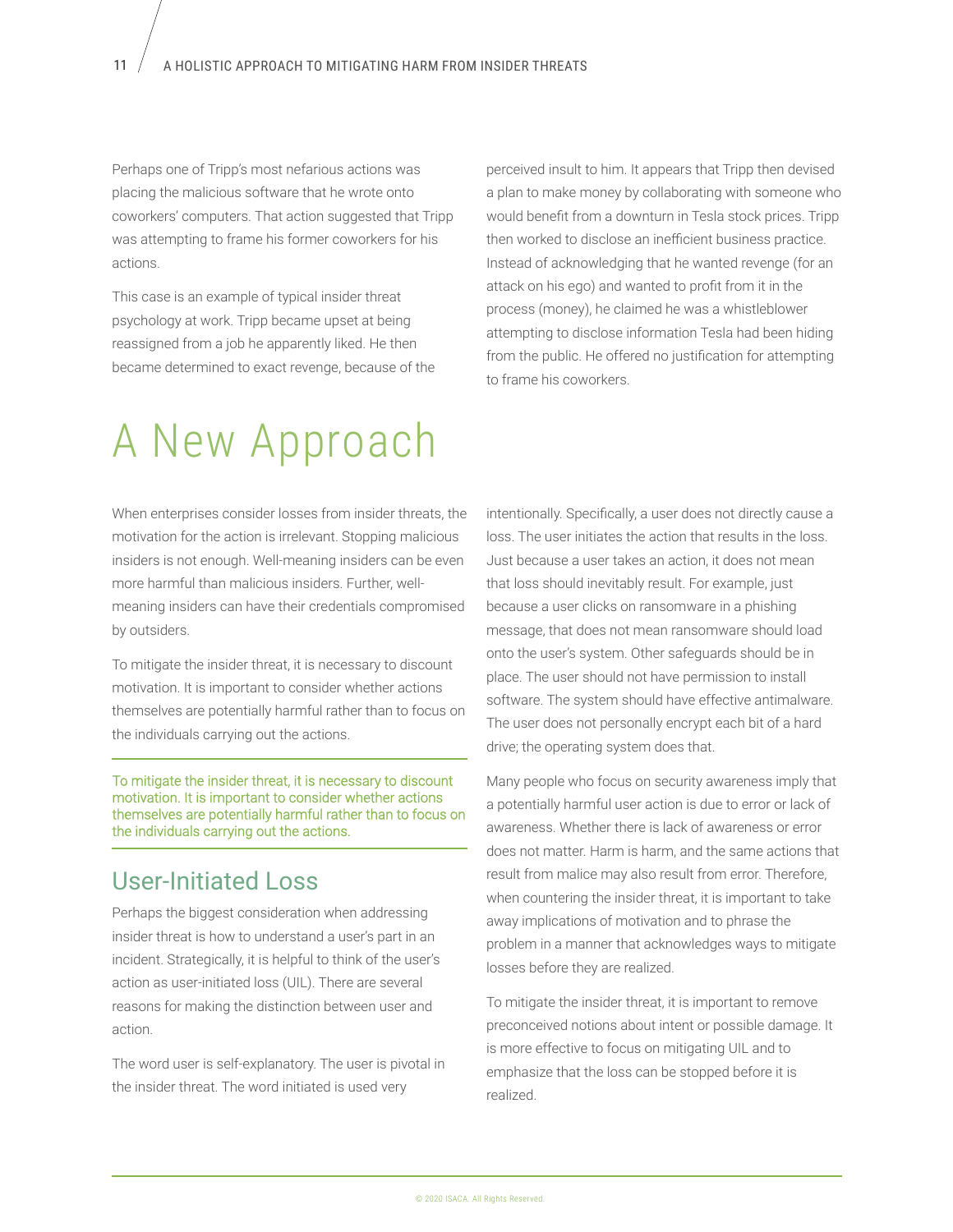Perhaps one of Tripp's most nefarious actions was placing the malicious software that he wrote onto coworkers' computers. That action suggested that Tripp was attempting to frame his former coworkers for his actions.

This case is an example of typical insider threat psychology at work. Tripp became upset at being reassigned from a job he apparently liked. He then became determined to exact revenge, because of the perceived insult to him. It appears that Tripp then devised a plan to make money by collaborating with someone who would benefit from a downturn in Tesla stock prices. Tripp then worked to disclose an inefficient business practice. Instead of acknowledging that he wanted revenge (for an attack on his ego) and wanted to profit from it in the process (money), he claimed he was a whistleblower attempting to disclose information Tesla had been hiding from the public. He offered no justification for attempting to frame his coworkers.

# A New Approach

When enterprises consider losses from insider threats, the motivation for the action is irrelevant. Stopping malicious insiders is not enough. Well-meaning insiders can be even more harmful than malicious insiders. Further, well-meaning insiders can have their credentials compromised by outsiders.

To mitigate the insider threat, it is necessary to discount motivation. It is important to consider whether actions themselves are potentially harmful rather than to focus on the individuals carrying out the actions.

> To mitigate the insider threat, it is necessary to discount motivation. It is important to consider whether actions themselves are potentially harmful rather than to focus on the individuals carrying out the actions.

## User-Initiated Loss

Perhaps the biggest consideration when addressing insider threat is how to understand a user's part in an incident. Strategically, it is helpful to think of the user's action as user-initiated loss (UIL). There are several reasons for making the distinction between user and action.

The word user is self-explanatory. The user is pivotal in the insider threat. The word initiated is used very intentionally. Specifically, a user does not directly cause a loss. The user initiates the action that results in the loss. Just because a user takes an action, it does not mean that loss should inevitably result. For example, just because a user clicks on ransomware in a phishing message, that does not mean ransomware should load onto the user's system. Other safeguards should be in place. The user should not have permission to install software. The system should have effective antimalware. The user does not personally encrypt each bit of a hard drive; the operating system does that.

Many people who focus on security awareness imply that a potentially harmful user action is due to error or lack of awareness. Whether there is lack of awareness or error does not matter. Harm is harm, and the same actions that result from malice may also result from error. Therefore, when countering the insider threat, it is important to take away implications of motivation and to phrase the problem in a manner that acknowledges ways to mitigate losses before they are realized.

To mitigate the insider threat, it is important to remove preconceived notions about intent or possible damage. It is more effective to focus on mitigating UIL and to emphasize that the loss can be stopped before it is realized.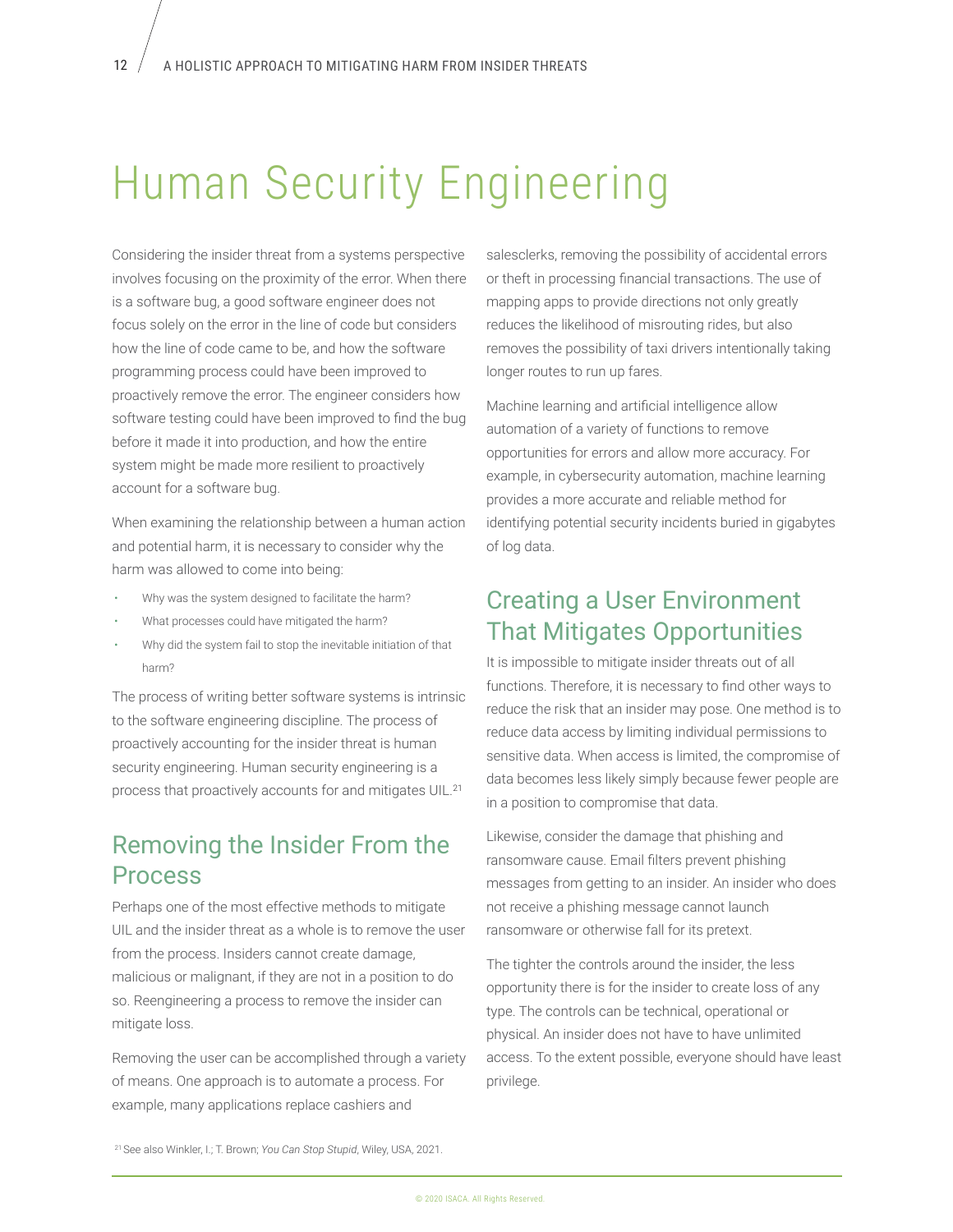# Human Security Engineering

Considering the insider threat from a systems perspective involves focusing on the proximity of the error. When there is a software bug, a good software engineer does not focus solely on the error in the line of code but considers how the line of code came to be, and how the software programming process could have been improved to proactively remove the error. The engineer considers how software testing could have been improved to find the bug before it made it into production, and how the entire system might be made more resilient to proactively account for a software bug.

When examining the relationship between a human action and potential harm, it is necessary to consider why the harm was allowed to come into being:

- Why was the system designed to facilitate the harm?
- What processes could have mitigated the harm?
- Why did the system fail to stop the inevitable initiation of that harm?

The process of writing better software systems is intrinsic to the software engineering discipline. The process of proactively accounting for the insider threat is human security engineering. Human security engineering is a process that proactively accounts for and mitigates UIL.[21]

## Removing the Insider From the Process

Perhaps one of the most effective methods to mitigate UIL and the insider threat as a whole is to remove the user from the process. Insiders cannot create damage, malicious or malignant, if they are not in a position to do so. Reengineering a process to remove the insider can mitigate loss.

Removing the user can be accomplished through a variety of means. One approach is to automate a process. For example, many applications replace cashiers and salesclerks, removing the possibility of accidental errors or theft in processing financial transactions. The use of mapping apps to provide directions not only greatly reduces the likelihood of misrouting rides, but also removes the possibility of taxi drivers intentionally taking longer routes to run up fares.

Machine learning and artificial intelligence allow automation of a variety of functions to remove opportunities for errors and allow more accuracy. For example, in cybersecurity automation, machine learning provides a more accurate and reliable method for identifying potential security incidents buried in gigabytes of log data.

## Creating a User Environment That Mitigates Opportunities

It is impossible to mitigate insider threats out of all functions. Therefore, it is necessary to find other ways to reduce the risk that an insider may pose. One method is to reduce data access by limiting individual permissions to sensitive data. When access is limited, the compromise of data becomes less likely simply because fewer people are in a position to compromise that data.

Likewise, consider the damage that phishing and ransomware cause. Email filters prevent phishing messages from getting to an insider. An insider who does not receive a phishing message cannot launch ransomware or otherwise fall for its pretext.

The tighter the controls around the insider, the less opportunity there is for the insider to create loss of any type. The controls can be technical, operational or physical. An insider does not have to have unlimited access. To the extent possible, everyone should have least privilege.

[21] See also Winkler, I.; T. Brown; *You Can Stop Stupid*, Wiley, USA, 2021.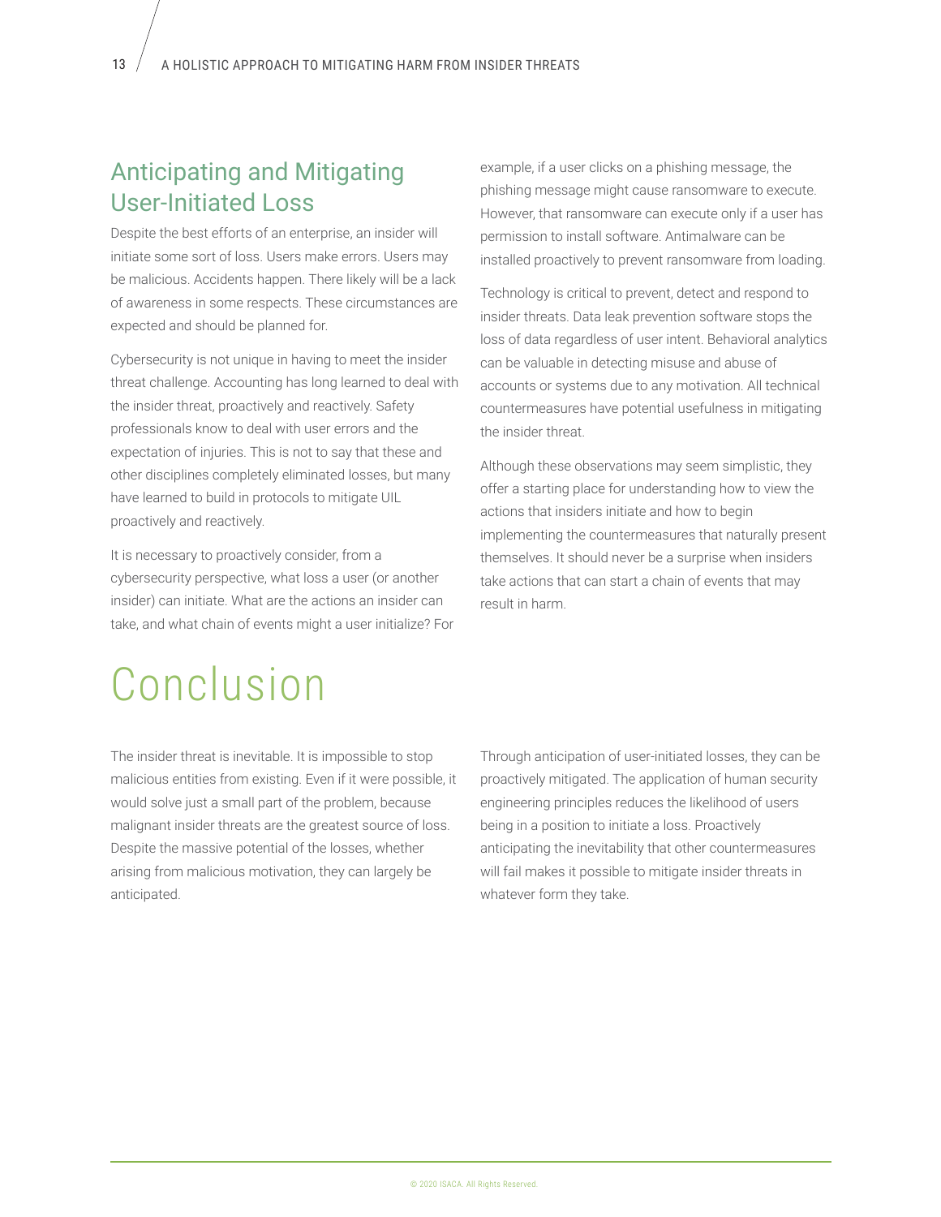## Anticipating and Mitigating User-Initiated Loss

Despite the best efforts of an enterprise, an insider will initiate some sort of loss. Users make errors. Users may be malicious. Accidents happen. There likely will be a lack of awareness in some respects. These circumstances are expected and should be planned for.

Cybersecurity is not unique in having to meet the insider threat challenge. Accounting has long learned to deal with the insider threat, proactively and reactively. Safety professionals know to deal with user errors and the expectation of injuries. This is not to say that these and other disciplines completely eliminated losses, but many have learned to build in protocols to mitigate UIL proactively and reactively.

It is necessary to proactively consider, from a cybersecurity perspective, what loss a user (or another insider) can initiate. What are the actions an insider can take, and what chain of events might a user initialize? For example, if a user clicks on a phishing message, the phishing message might cause ransomware to execute. However, that ransomware can execute only if a user has permission to install software. Antimalware can be installed proactively to prevent ransomware from loading.

Technology is critical to prevent, detect and respond to insider threats. Data leak prevention software stops the loss of data regardless of user intent. Behavioral analytics can be valuable in detecting misuse and abuse of accounts or systems due to any motivation. All technical countermeasures have potential usefulness in mitigating the insider threat.

Although these observations may seem simplistic, they offer a starting place for understanding how to view the actions that insiders initiate and how to begin implementing the countermeasures that naturally present themselves. It should never be a surprise when insiders take actions that can start a chain of events that may result in harm.

# Conclusion

The insider threat is inevitable. It is impossible to stop malicious entities from existing. Even if it were possible, it would solve just a small part of the problem, because malignant insider threats are the greatest source of loss. Despite the massive potential of the losses, whether arising from malicious motivation, they can largely be anticipated.

Through anticipation of user-initiated losses, they can be proactively mitigated. The application of human security engineering principles reduces the likelihood of users being in a position to initiate a loss. Proactively anticipating the inevitability that other countermeasures will fail makes it possible to mitigate insider threats in whatever form they take.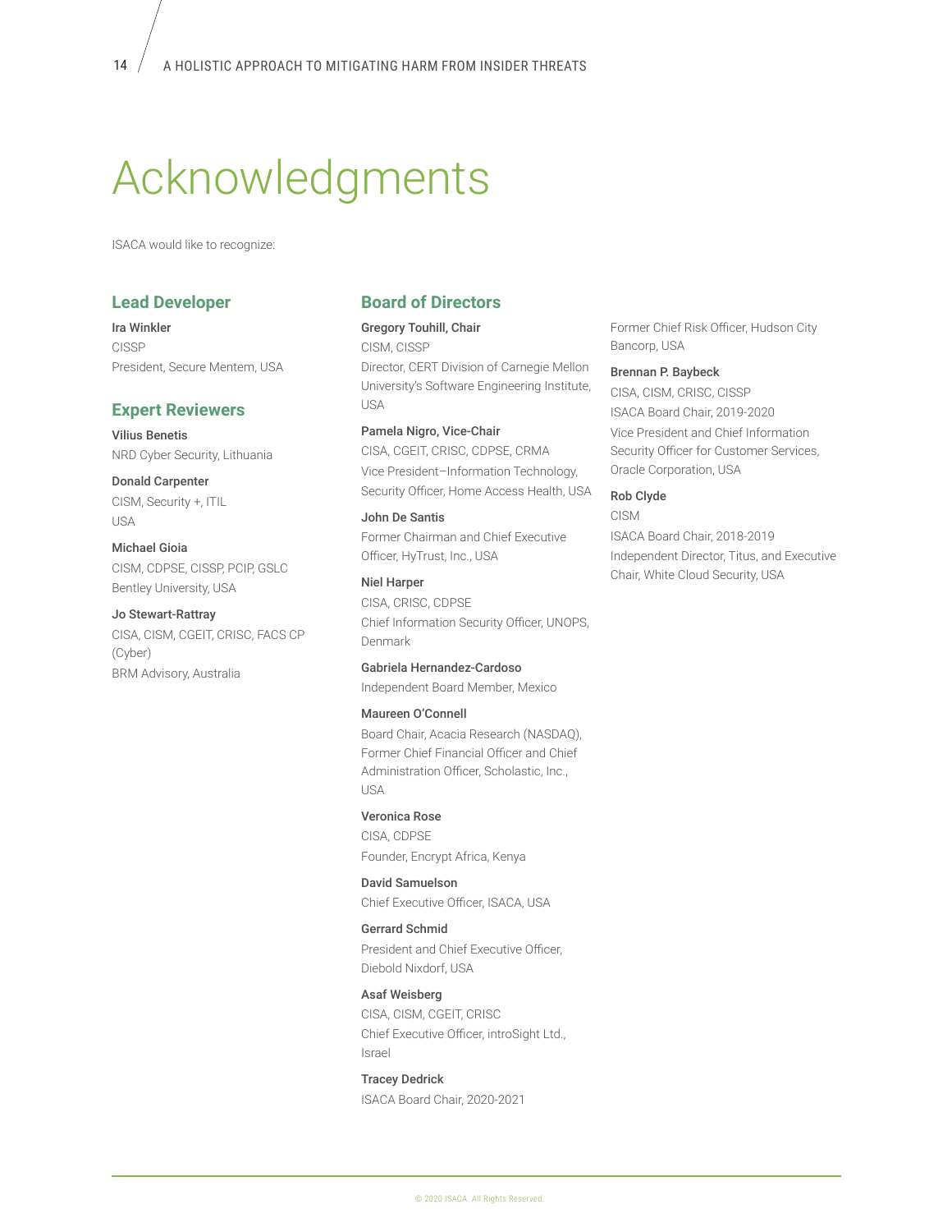# Acknowledgments

ISACA would like to recognize:

## Lead Developer

**Ira Winkler**
CISSP
President, Secure Mentem, USA

## Expert Reviewers

**Vilius Benetis**
NRD Cyber Security, Lithuania

**Donald Carpenter**
CISM, Security +, ITIL
USA

**Michael Gioia**
CISM, CDPSE, CISSP, PCIP, GSLC
Bentley University, USA

**Jo Stewart-Rattray**
CISA, CISM, CGEIT, CRISC, FACS CP (Cyber)
BRM Advisory, Australia

## Board of Directors

**Gregory Touhill, Chair**
CISM, CISSP
Director, CERT Division of Carnegie Mellon University's Software Engineering Institute, USA

**Pamela Nigro, Vice-Chair**
CISA, CGEIT, CRISC, CDPSE, CRMA
Vice President–Information Technology, Security Officer, Home Access Health, USA

**John De Santis**
Former Chairman and Chief Executive Officer, HyTrust, Inc., USA

**Niel Harper**
CISA, CRISC, CDPSE
Chief Information Security Officer, UNOPS, Denmark

**Gabriela Hernandez-Cardoso**
Independent Board Member, Mexico

**Maureen O'Connell**
Board Chair, Acacia Research (NASDAQ), Former Chief Financial Officer and Chief Administration Officer, Scholastic, Inc., USA

**Veronica Rose**
CISA, CDPSE
Founder, Encrypt Africa, Kenya

**David Samuelson**
Chief Executive Officer, ISACA, USA

**Gerrard Schmid**
President and Chief Executive Officer, Diebold Nixdorf, USA

**Asaf Weisberg**
CISA, CISM, CGEIT, CRISC
Chief Executive Officer, introSight Ltd., Israel

**Tracey Dedrick**
ISACA Board Chair, 2020-2021
Former Chief Risk Officer, Hudson City Bancorp, USA

**Brennan P. Baybeck**
CISA, CISM, CRISC, CISSP
ISACA Board Chair, 2019-2020
Vice President and Chief Information Security Officer for Customer Services, Oracle Corporation, USA

**Rob Clyde**
CISM
ISACA Board Chair, 2018-2019
Independent Director, Titus, and Executive Chair, White Cloud Security, USA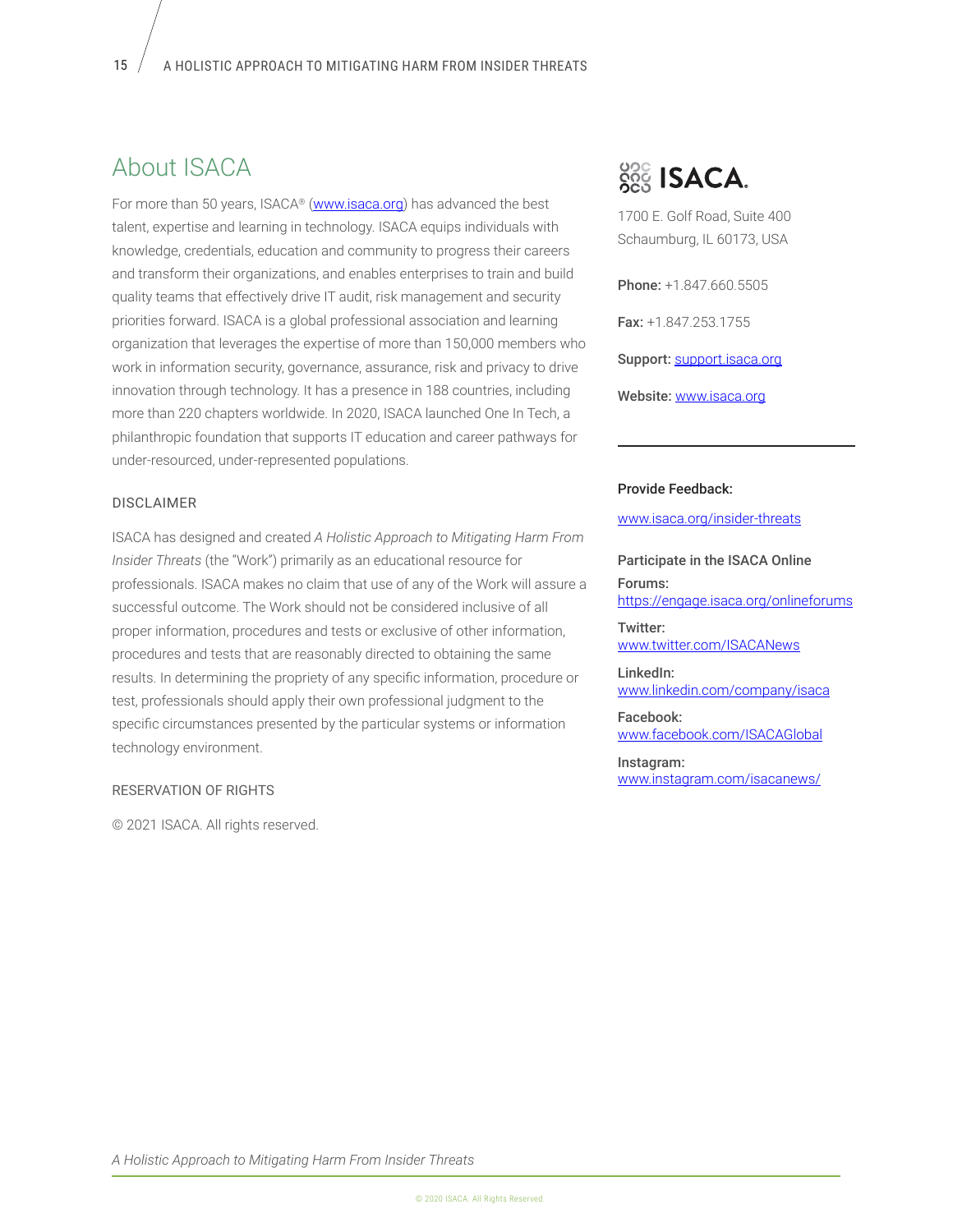## About ISACA

For more than 50 years, ISACA® (www.isaca.org) has advanced the best talent, expertise and learning in technology. ISACA equips individuals with knowledge, credentials, education and community to progress their careers and transform their organizations, and enables enterprises to train and build quality teams that effectively drive IT audit, risk management and security priorities forward. ISACA is a global professional association and learning organization that leverages the expertise of more than 150,000 members who work in information security, governance, assurance, risk and privacy to drive innovation through technology. It has a presence in 188 countries, including more than 220 chapters worldwide. In 2020, ISACA launched One In Tech, a philanthropic foundation that supports IT education and career pathways for under-resourced, under-represented populations.

### DISCLAIMER

ISACA has designed and created *A Holistic Approach to Mitigating Harm From Insider Threats* (the "Work") primarily as an educational resource for professionals. ISACA makes no claim that use of any of the Work will assure a successful outcome. The Work should not be considered inclusive of all proper information, procedures and tests or exclusive of other information, procedures and tests that are reasonably directed to obtaining the same results. In determining the propriety of any specific information, procedure or test, professionals should apply their own professional judgment to the specific circumstances presented by the particular systems or information technology environment.

### RESERVATION OF RIGHTS

© 2021 ISACA. All rights reserved.

**ISACA**

1700 E. Golf Road, Suite 400
Schaumburg, IL 60173, USA

**Phone:** +1.847.660.5505

**Fax:** +1.847.253.1755

**Support:** support.isaca.org

**Website:** www.isaca.org

**Provide Feedback:**
www.isaca.org/insider-threats

**Participate in the ISACA Online Forums:**
https://engage.isaca.org/onlineforums

**Twitter:**
www.twitter.com/ISACANews

**LinkedIn:**
www.linkedin.com/company/isaca

**Facebook:**
www.facebook.com/ISACAGlobal

**Instagram:**
www.instagram.com/isacanews/